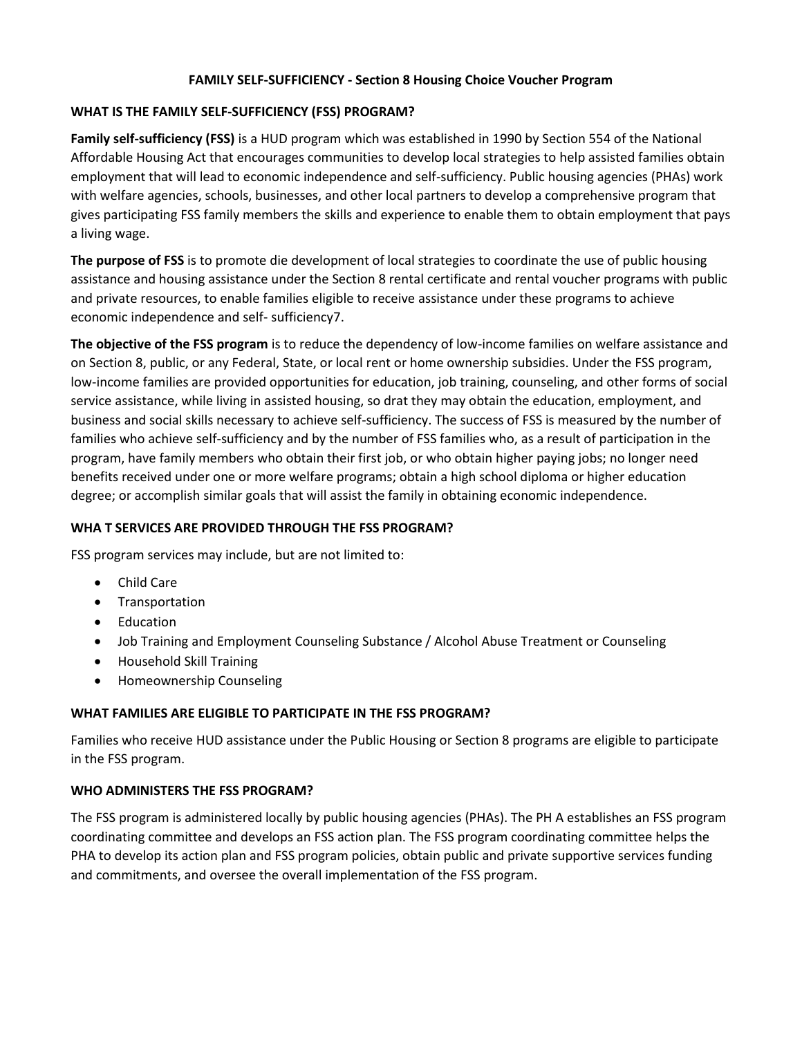**FAMILY SELF-SUFFICIENCY - Section 8 Housing Choice Voucher Program**

**WHAT IS THE FAMILY SELF-SUFFICIENCY (FSS) PROGRAM?**

**Family self-sufficiency (FSS)** is a HUD program which was established in 1990 by Section 554 of the National Affordable Housing Act that encourages communities to develop local strategies to help assisted families obtain employment that will lead to economic independence and self-sufficiency. Public housing agencies (PHAs) work with welfare agencies, schools, businesses, and other local partners to develop a comprehensive program that gives participating FSS family members the skills and experience to enable them to obtain employment that pays a living wage.

**The purpose of FSS** is to promote die development of local strategies to coordinate the use of public housing assistance and housing assistance under the Section 8 rental certificate and rental voucher programs with public and private resources, to enable families eligible to receive assistance under these programs to achieve economic independence and self- sufficiency7.

**The objective of the FSS program** is to reduce the dependency of low-income families on welfare assistance and on Section 8, public, or any Federal, State, or local rent or home ownership subsidies. Under the FSS program, low-income families are provided opportunities for education, job training, counseling, and other forms of social service assistance, while living in assisted housing, so drat they may obtain the education, employment, and business and social skills necessary to achieve self-sufficiency. The success of FSS is measured by the number of families who achieve self-sufficiency and by the number of FSS families who, as a result of participation in the program, have family members who obtain their first job, or who obtain higher paying jobs; no longer need benefits received under one or more welfare programs; obtain a high school diploma or higher education degree; or accomplish similar goals that will assist the family in obtaining economic independence.

**WHA T SERVICES ARE PROVIDED THROUGH THE FSS PROGRAM?**

FSS program services may include, but are not limited to:

- Child Care
- Transportation
- Education
- Job Training and Employment Counseling Substance / Alcohol Abuse Treatment or Counseling
- Household Skill Training
- Homeownership Counseling

**WHAT FAMILIES ARE ELIGIBLE TO PARTICIPATE IN THE FSS PROGRAM?**

Families who receive HUD assistance under the Public Housing or Section 8 programs are eligible to participate in the FSS program.

**WHO ADMINISTERS THE FSS PROGRAM?**

The FSS program is administered locally by public housing agencies (PHAs). The PH A establishes an FSS program coordinating committee and develops an FSS action plan. The FSS program coordinating committee helps the PHA to develop its action plan and FSS program policies, obtain public and private supportive services funding and commitments, and oversee the overall implementation of the FSS program.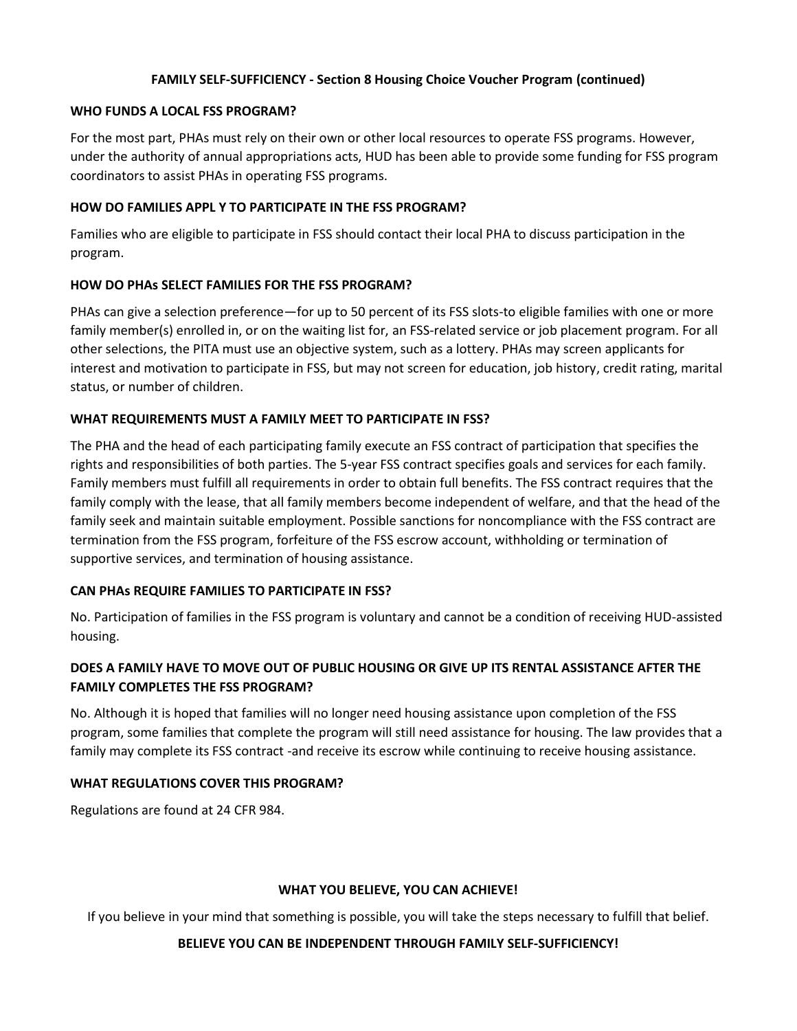**FAMILY SELF-SUFFICIENCY - Section 8 Housing Choice Voucher Program (continued)**

**WHO FUNDS A LOCAL FSS PROGRAM?**

For the most part, PHAs must rely on their own or other local resources to operate FSS programs. However, under the authority of annual appropriations acts, HUD has been able to provide some funding for FSS program coordinators to assist PHAs in operating FSS programs.

**HOW DO FAMILIES APPL Y TO PARTICIPATE IN THE FSS PROGRAM?**

Families who are eligible to participate in FSS should contact their local PHA to discuss participation in the program.

**HOW DO PHAs SELECT FAMILIES FOR THE FSS PROGRAM?**

PHAs can give a selection preference—for up to 50 percent of its FSS slots-to eligible families with one or more family member(s) enrolled in, or on the waiting list for, an FSS-related service or job placement program. For all other selections, the PITA must use an objective system, such as a lottery. PHAs may screen applicants for interest and motivation to participate in FSS, but may not screen for education, job history, credit rating, marital status, or number of children.

**WHAT REQUIREMENTS MUST A FAMILY MEET TO PARTICIPATE IN FSS?**

The PHA and the head of each participating family execute an FSS contract of participation that specifies the rights and responsibilities of both parties. The 5-year FSS contract specifies goals and services for each family. Family members must fulfill all requirements in order to obtain full benefits. The FSS contract requires that the family comply with the lease, that all family members become independent of welfare, and that the head of the family seek and maintain suitable employment. Possible sanctions for noncompliance with the FSS contract are termination from the FSS program, forfeiture of the FSS escrow account, withholding or termination of supportive services, and termination of housing assistance.

**CAN PHAs REQUIRE FAMILIES TO PARTICIPATE IN FSS?**

No. Participation of families in the FSS program is voluntary and cannot be a condition of receiving HUD-assisted housing.

**DOES A FAMILY HAVE TO MOVE OUT OF PUBLIC HOUSING OR GIVE UP ITS RENTAL ASSISTANCE AFTER THE FAMILY COMPLETES THE FSS PROGRAM?**

No. Although it is hoped that families will no longer need housing assistance upon completion of the FSS program, some families that complete the program will still need assistance for housing. The law provides that a family may complete its FSS contract -and receive its escrow while continuing to receive housing assistance.

**WHAT REGULATIONS COVER THIS PROGRAM?**

Regulations are found at 24 CFR 984.

**WHAT YOU BELIEVE, YOU CAN ACHIEVE!**

If you believe in your mind that something is possible, you will take the steps necessary to fulfill that belief.

**BELIEVE YOU CAN BE INDEPENDENT THROUGH FAMILY SELF-SUFFICIENCY!**